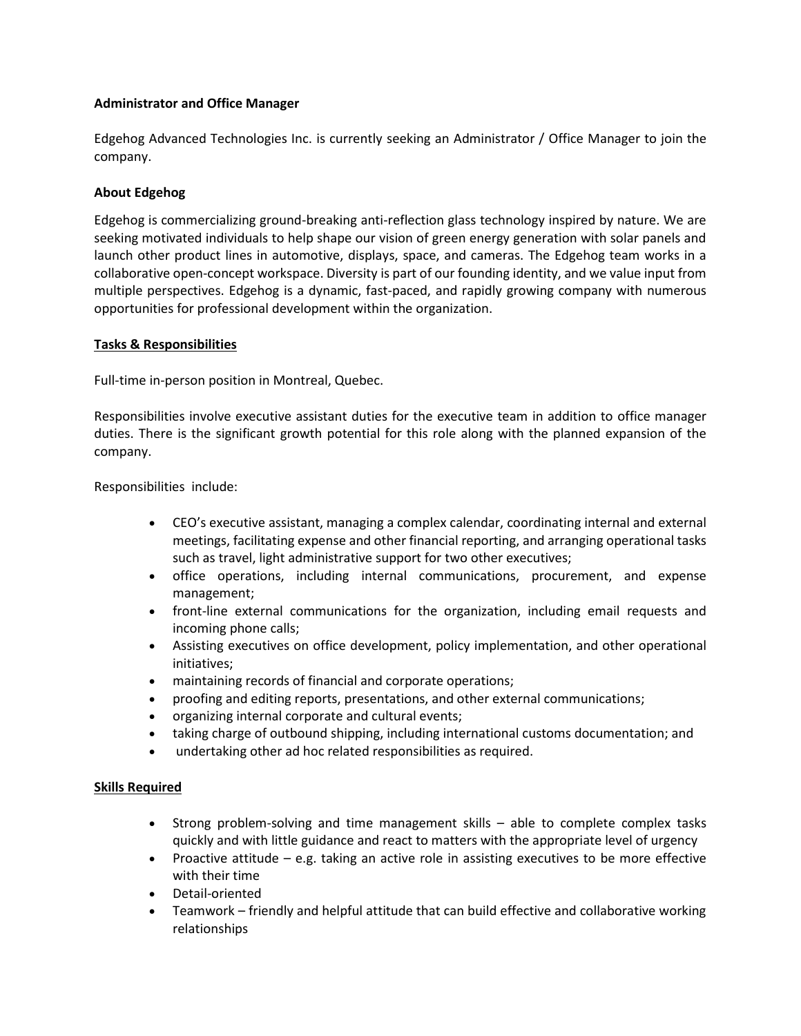**Administrator and Office Manager**

Edgehog Advanced Technologies Inc. is currently seeking an Administrator / Office Manager to join the company.

**About Edgehog**

Edgehog is commercializing ground-breaking anti-reflection glass technology inspired by nature. We are seeking motivated individuals to help shape our vision of green energy generation with solar panels and launch other product lines in automotive, displays, space, and cameras. The Edgehog team works in a collaborative open-concept workspace. Diversity is part of our founding identity, and we value input from multiple perspectives. Edgehog is a dynamic, fast-paced, and rapidly growing company with numerous opportunities for professional development within the organization.

**Tasks & Responsibilities**

Full-time in-person position in Montreal, Quebec.

Responsibilities involve executive assistant duties for the executive team in addition to office manager duties. There is the significant growth potential for this role along with the planned expansion of the company.

Responsibilities include:

- CEO's executive assistant, managing a complex calendar, coordinating internal and external meetings, facilitating expense and other financial reporting, and arranging operational tasks such as travel, light administrative support for two other executives;
- office operations, including internal communications, procurement, and expense management;
- front-line external communications for the organization, including email requests and incoming phone calls;
- Assisting executives on office development, policy implementation, and other operational initiatives;
- maintaining records of financial and corporate operations;
- proofing and editing reports, presentations, and other external communications;
- organizing internal corporate and cultural events;
- taking charge of outbound shipping, including international customs documentation; and
- undertaking other ad hoc related responsibilities as required.

**Skills Required**

- Strong problem-solving and time management skills – able to complete complex tasks quickly and with little guidance and react to matters with the appropriate level of urgency
- Proactive attitude – e.g. taking an active role in assisting executives to be more effective with their time
- Detail-oriented
- Teamwork – friendly and helpful attitude that can build effective and collaborative working relationships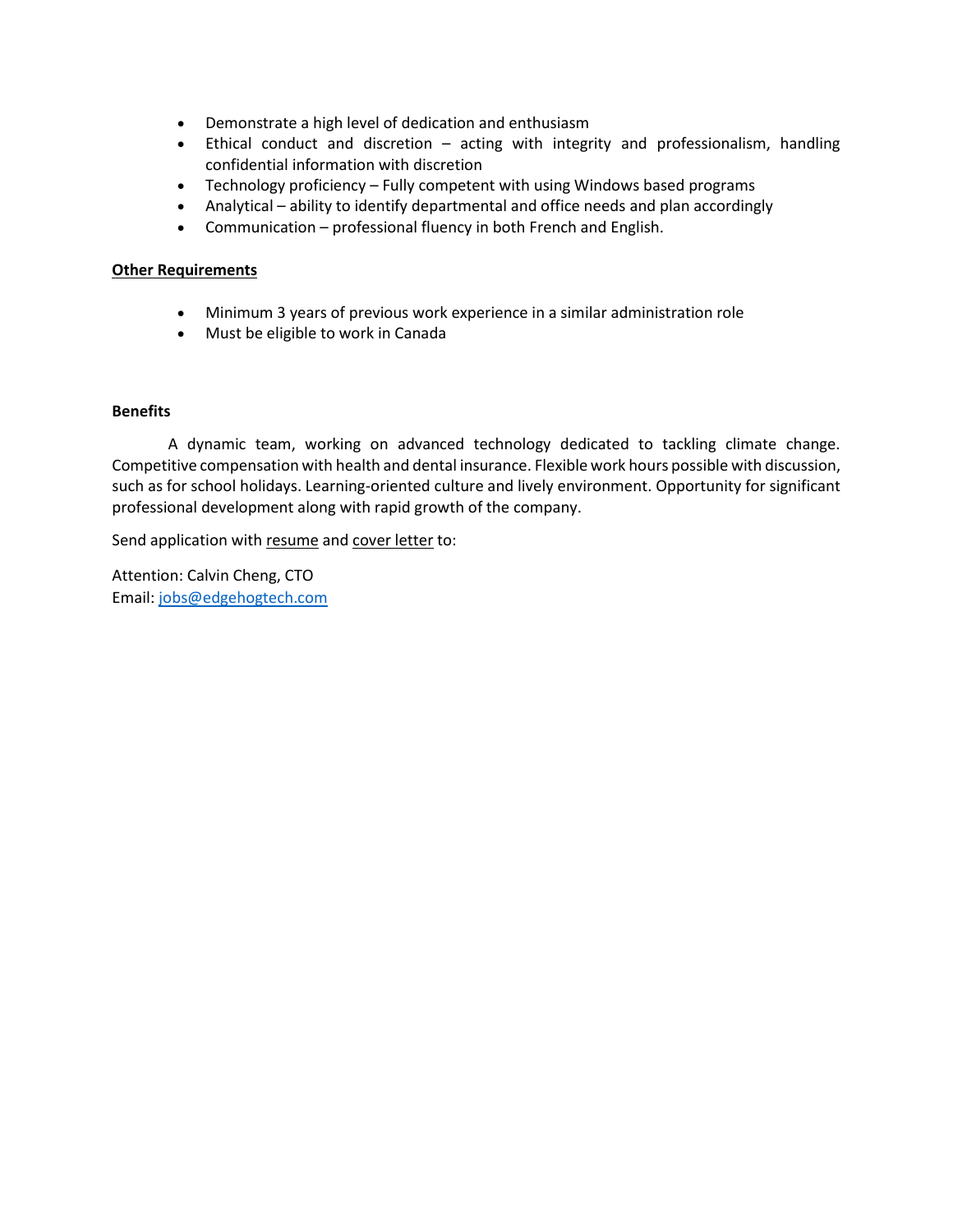- Demonstrate a high level of dedication and enthusiasm
- Ethical conduct and discretion – acting with integrity and professionalism, handling confidential information with discretion
- Technology proficiency – Fully competent with using Windows based programs
- Analytical – ability to identify departmental and office needs and plan accordingly
- Communication – professional fluency in both French and English.

**Other Requirements**

- Minimum 3 years of previous work experience in a similar administration role
- Must be eligible to work in Canada

**Benefits**

A dynamic team, working on advanced technology dedicated to tackling climate change. Competitive compensation with health and dental insurance. Flexible work hours possible with discussion, such as for school holidays. Learning-oriented culture and lively environment. Opportunity for significant professional development along with rapid growth of the company.

Send application with resume and cover letter to:

Attention: Calvin Cheng, CTO
Email: jobs@edgehogtech.com